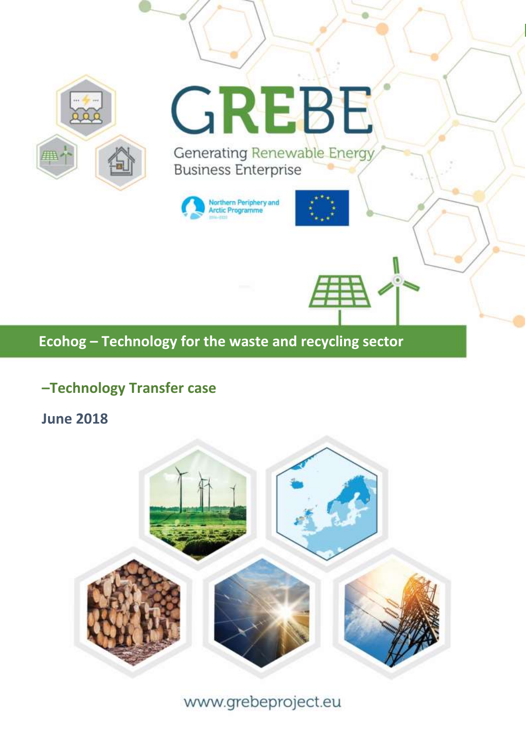# GREBE

Generating Renewable Energy Business Enterprise

Northern Periphery and Arctic Programme

## Ecohog – Technology for the waste and recycling sector

### –Technology Transfer case

**June 2018**

www.grebeproject.eu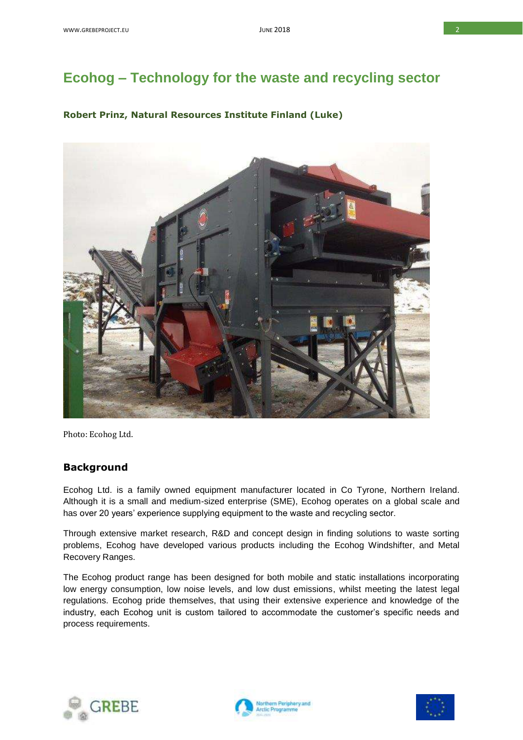# Ecohog – Technology for the waste and recycling sector

**Robert Prinz, Natural Resources Institute Finland (Luke)**

Photo: Ecohog Ltd.

## Background

Ecohog Ltd. is a family owned equipment manufacturer located in Co Tyrone, Northern Ireland. Although it is a small and medium-sized enterprise (SME), Ecohog operates on a global scale and has over 20 years' experience supplying equipment to the waste and recycling sector.

Through extensive market research, R&D and concept design in finding solutions to waste sorting problems, Ecohog have developed various products including the Ecohog Windshifter, and Metal Recovery Ranges.

The Ecohog product range has been designed for both mobile and static installations incorporating low energy consumption, low noise levels, and low dust emissions, whilst meeting the latest legal regulations. Ecohog pride themselves, that using their extensive experience and knowledge of the industry, each Ecohog unit is custom tailored to accommodate the customer's specific needs and process requirements.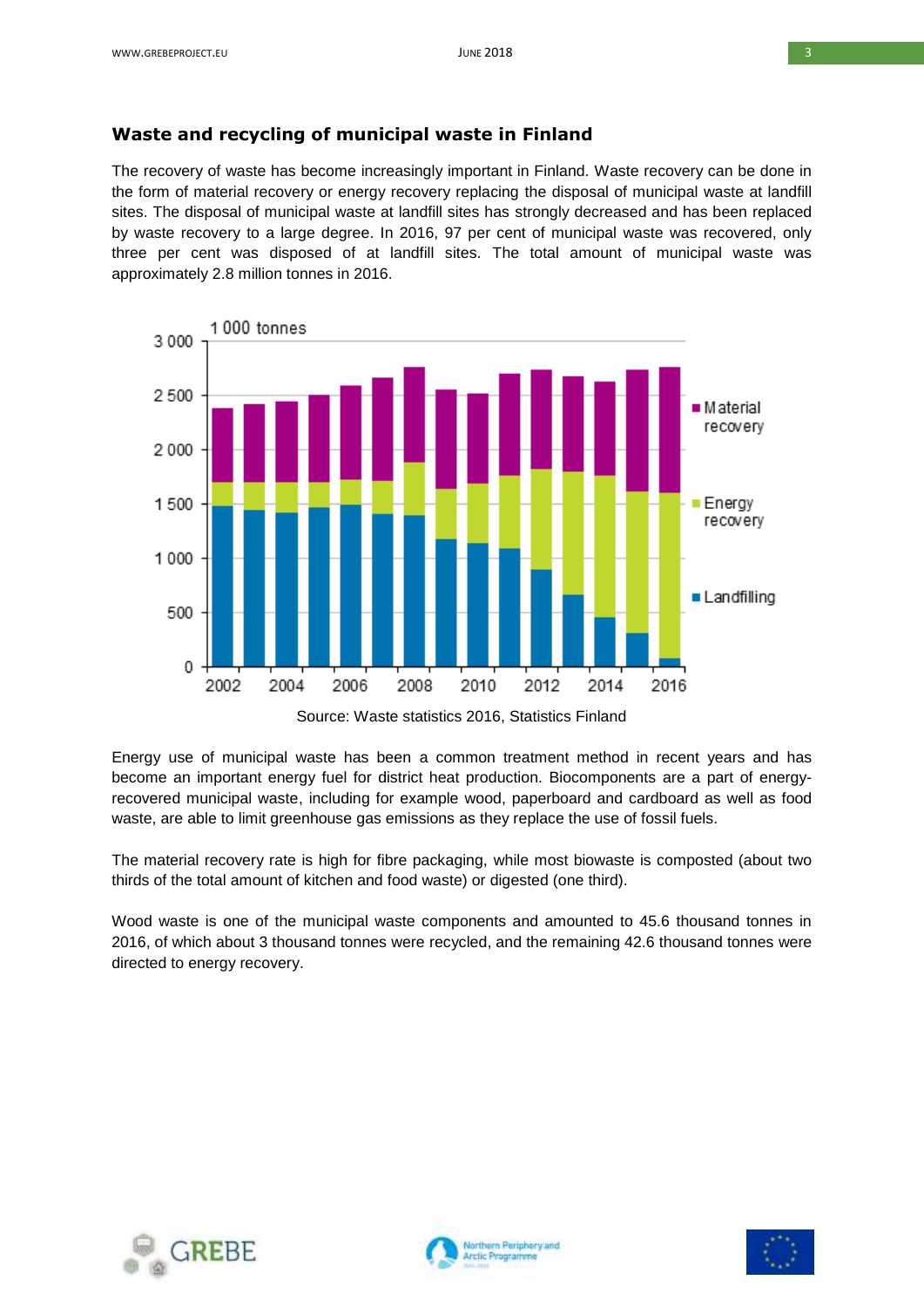## Waste and recycling of municipal waste in Finland

The recovery of waste has become increasingly important in Finland. Waste recovery can be done in the form of material recovery or energy recovery replacing the disposal of municipal waste at landfill sites. The disposal of municipal waste at landfill sites has strongly decreased and has been replaced by waste recovery to a large degree. In 2016, 97 per cent of municipal waste was recovered, only three per cent was disposed of at landfill sites. The total amount of municipal waste was approximately 2.8 million tonnes in 2016.

Source: Waste statistics 2016, Statistics Finland

Energy use of municipal waste has been a common treatment method in recent years and has become an important energy fuel for district heat production. Biocomponents are a part of energy-recovered municipal waste, including for example wood, paperboard and cardboard as well as food waste, are able to limit greenhouse gas emissions as they replace the use of fossil fuels.

The material recovery rate is high for fibre packaging, while most biowaste is composted (about two thirds of the total amount of kitchen and food waste) or digested (one third).

Wood waste is one of the municipal waste components and amounted to 45.6 thousand tonnes in 2016, of which about 3 thousand tonnes were recycled, and the remaining 42.6 thousand tonnes were directed to energy recovery.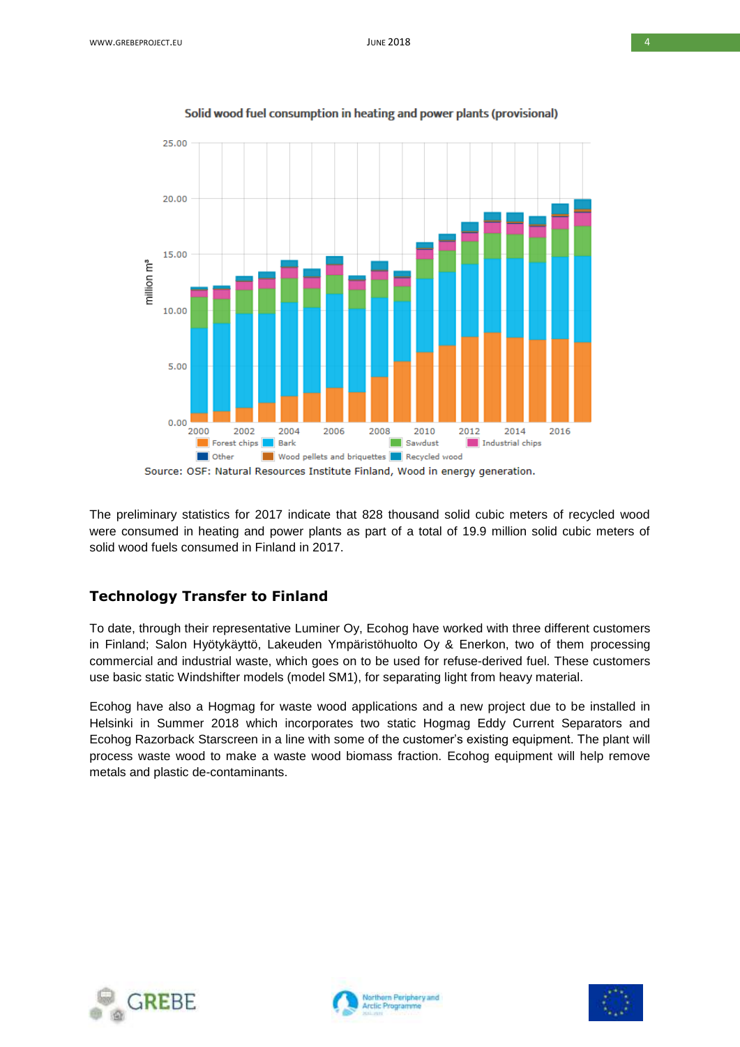Solid wood fuel consumption in heating and power plants (provisional)

Source: OSF: Natural Resources Institute Finland, Wood in energy generation.

The preliminary statistics for 2017 indicate that 828 thousand solid cubic meters of recycled wood were consumed in heating and power plants as part of a total of 19.9 million solid cubic meters of solid wood fuels consumed in Finland in 2017.

## Technology Transfer to Finland

To date, through their representative Luminer Oy, Ecohog have worked with three different customers in Finland; Salon Hyötykäyttö, Lakeuden Ympäristöhuolto Oy & Enerkon, two of them processing commercial and industrial waste, which goes on to be used for refuse-derived fuel. These customers use basic static Windshifter models (model SM1), for separating light from heavy material.

Ecohog have also a Hogmag for waste wood applications and a new project due to be installed in Helsinki in Summer 2018 which incorporates two static Hogmag Eddy Current Separators and Ecohog Razorback Starscreen in a line with some of the customer's existing equipment. The plant will process waste wood to make a waste wood biomass fraction. Ecohog equipment will help remove metals and plastic de-contaminants.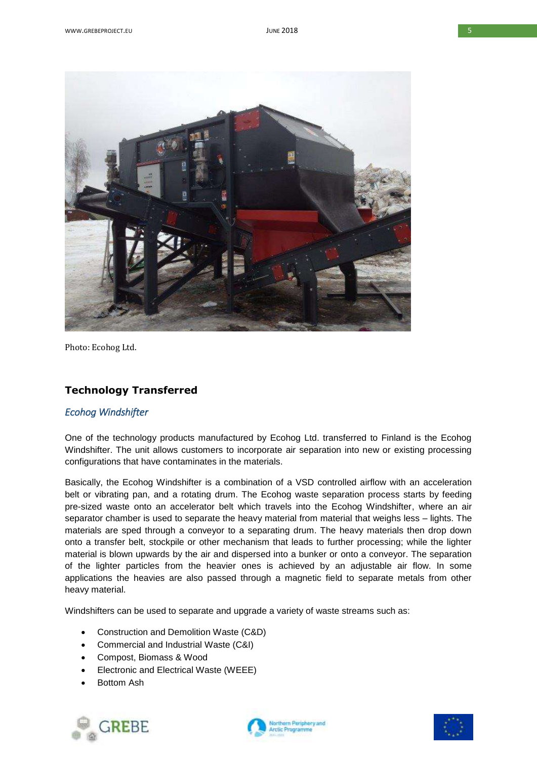Photo: Ecohog Ltd.

## Technology Transferred

### *Ecohog Windshifter*

One of the technology products manufactured by Ecohog Ltd. transferred to Finland is the Ecohog Windshifter. The unit allows customers to incorporate air separation into new or existing processing configurations that have contaminates in the materials.

Basically, the Ecohog Windshifter is a combination of a VSD controlled airflow with an acceleration belt or vibrating pan, and a rotating drum. The Ecohog waste separation process starts by feeding pre-sized waste onto an accelerator belt which travels into the Ecohog Windshifter, where an air separator chamber is used to separate the heavy material from material that weighs less – lights. The materials are sped through a conveyor to a separating drum. The heavy materials then drop down onto a transfer belt, stockpile or other mechanism that leads to further processing; while the lighter material is blown upwards by the air and dispersed into a bunker or onto a conveyor. The separation of the lighter particles from the heavier ones is achieved by an adjustable air flow. In some applications the heavies are also passed through a magnetic field to separate metals from other heavy material.

Windshifters can be used to separate and upgrade a variety of waste streams such as:

- Construction and Demolition Waste (C&D)
- Commercial and Industrial Waste (C&I)
- Compost, Biomass & Wood
- Electronic and Electrical Waste (WEEE)
- Bottom Ash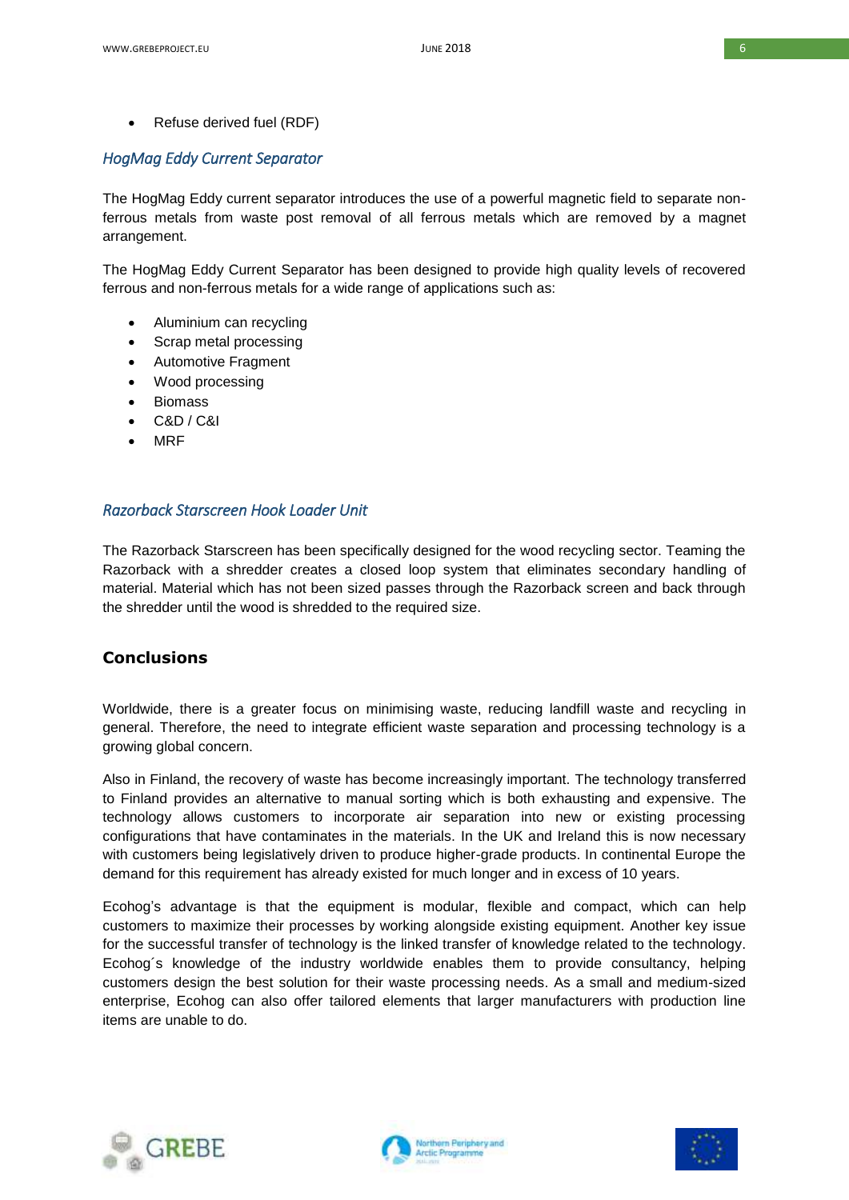- Refuse derived fuel (RDF)

### *HogMag Eddy Current Separator*

The HogMag Eddy current separator introduces the use of a powerful magnetic field to separate non-ferrous metals from waste post removal of all ferrous metals which are removed by a magnet arrangement.

The HogMag Eddy Current Separator has been designed to provide high quality levels of recovered ferrous and non-ferrous metals for a wide range of applications such as:

- Aluminium can recycling
- Scrap metal processing
- Automotive Fragment
- Wood processing
- Biomass
- C&D / C&I
- MRF

### *Razorback Starscreen Hook Loader Unit*

The Razorback Starscreen has been specifically designed for the wood recycling sector. Teaming the Razorback with a shredder creates a closed loop system that eliminates secondary handling of material. Material which has not been sized passes through the Razorback screen and back through the shredder until the wood is shredded to the required size.

## Conclusions

Worldwide, there is a greater focus on minimising waste, reducing landfill waste and recycling in general. Therefore, the need to integrate efficient waste separation and processing technology is a growing global concern.

Also in Finland, the recovery of waste has become increasingly important. The technology transferred to Finland provides an alternative to manual sorting which is both exhausting and expensive. The technology allows customers to incorporate air separation into new or existing processing configurations that have contaminates in the materials. In the UK and Ireland this is now necessary with customers being legislatively driven to produce higher-grade products. In continental Europe the demand for this requirement has already existed for much longer and in excess of 10 years.

Ecohog's advantage is that the equipment is modular, flexible and compact, which can help customers to maximize their processes by working alongside existing equipment. Another key issue for the successful transfer of technology is the linked transfer of knowledge related to the technology. Ecohog´s knowledge of the industry worldwide enables them to provide consultancy, helping customers design the best solution for their waste processing needs. As a small and medium-sized enterprise, Ecohog can also offer tailored elements that larger manufacturers with production line items are unable to do.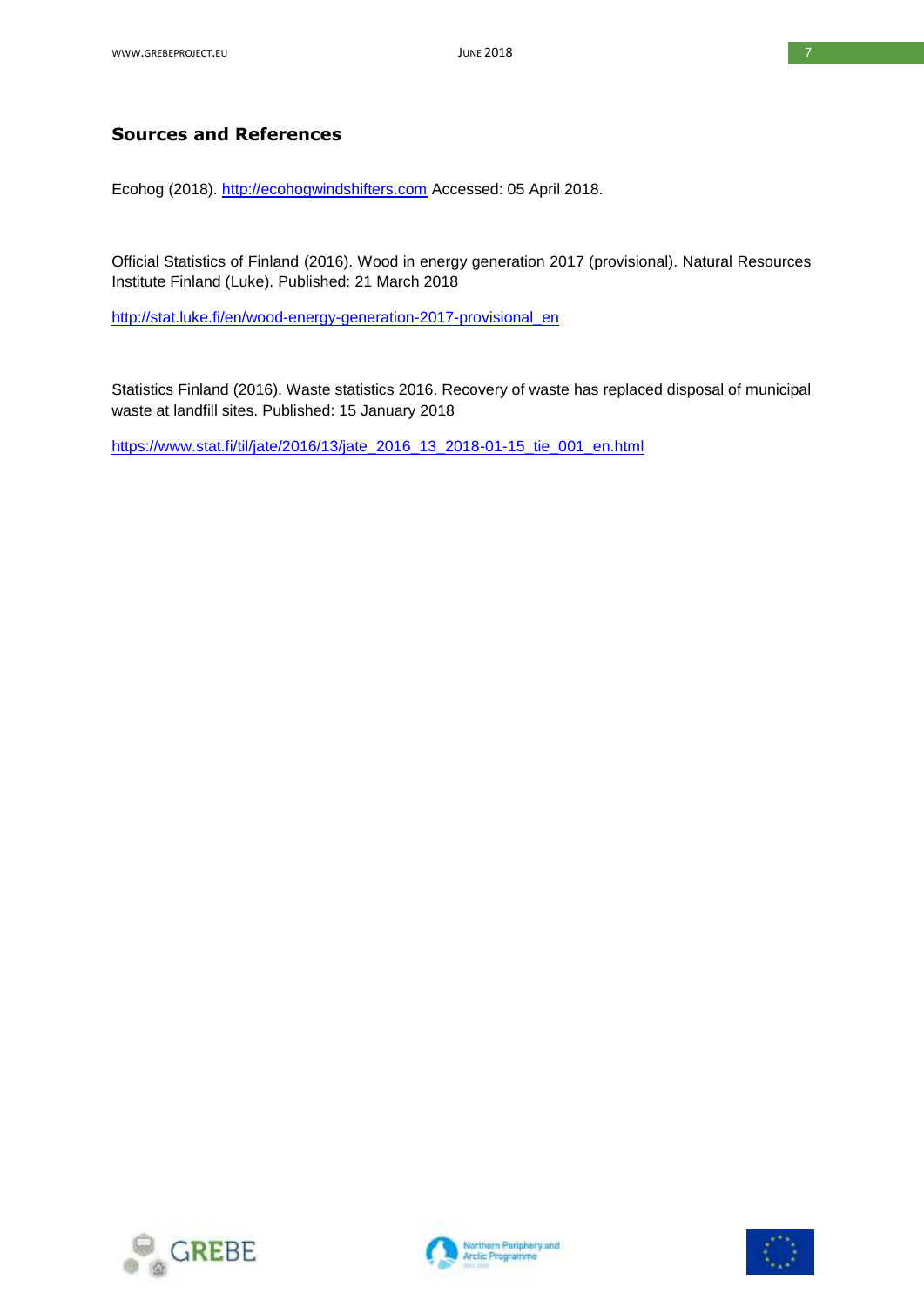## Sources and References

Ecohog (2018). http://ecohogwindshifters.com Accessed: 05 April 2018.

Official Statistics of Finland (2016). Wood in energy generation 2017 (provisional). Natural Resources Institute Finland (Luke). Published: 21 March 2018

http://stat.luke.fi/en/wood-energy-generation-2017-provisional_en

Statistics Finland (2016). Waste statistics 2016. Recovery of waste has replaced disposal of municipal waste at landfill sites. Published: 15 January 2018

https://www.stat.fi/til/jate/2016/13/jate_2016_13_2018-01-15_tie_001_en.html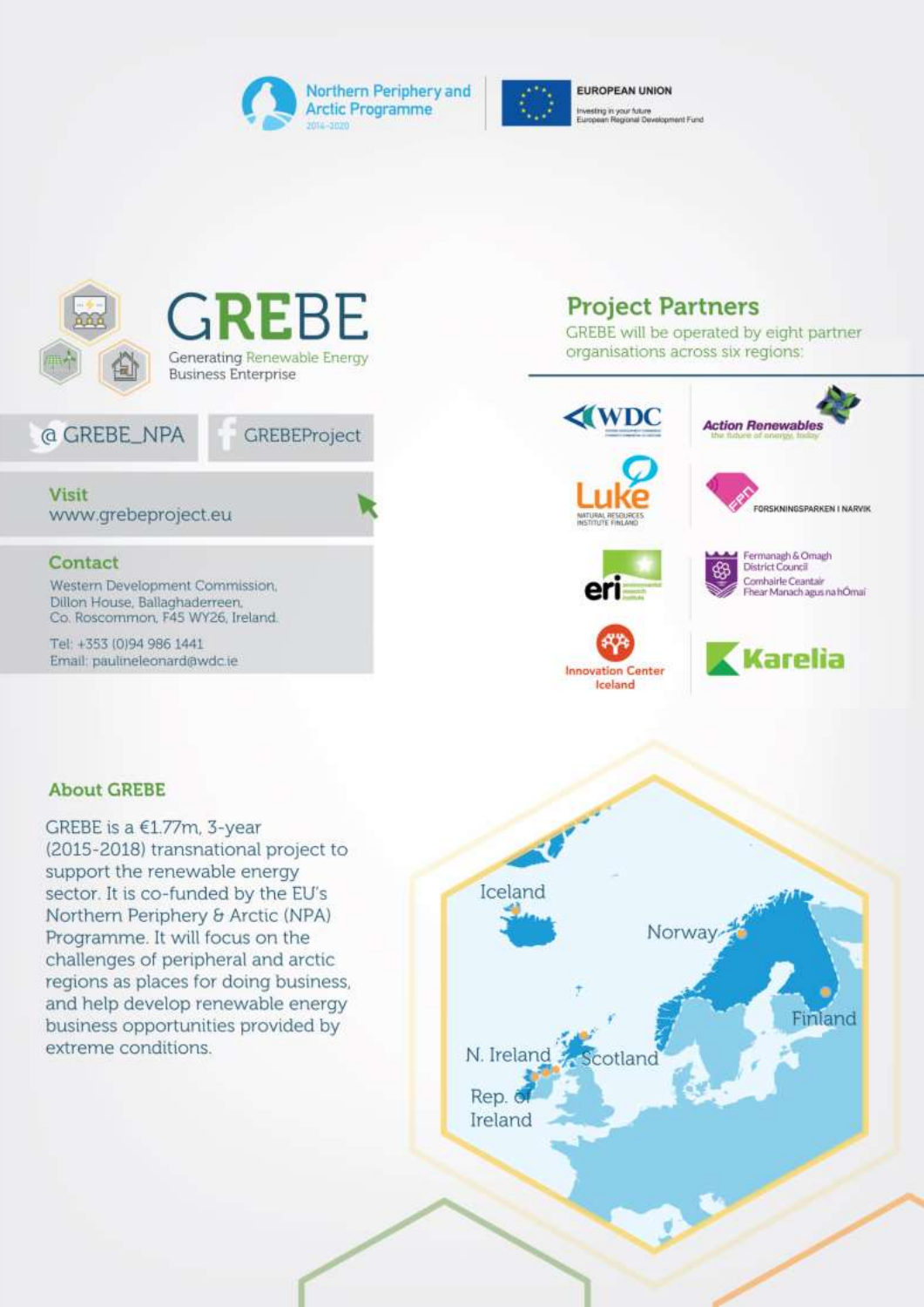Northern Periphery and Arctic Programme 2014-2020

EUROPEAN UNION
Investing in your future
European Regional Development Fund

# GREBE

Generating Renewable Energy Business Enterprise

@GREBE_NPA

GREBEProject

**Visit**
www.grebeproject.eu

**Contact**
Western Development Commission,
Dillon House, Ballaghaderreen,
Co. Roscommon, F45 WY26, Ireland.

Tel: +353 (0)94 986 1441
Email: paulineleonard@wdc.ie

## Project Partners

GREBE will be operated by eight partner organisations across six regions:

- WDC
- Action Renewables – the future of energy, today
- Luke – Natural Resources Institute Finland
- FORSKNINGSPARKEN I NARVIK
- eri – environmental research institute
- Fermanagh & Omagh District Council – Comhairle Ceantair Fhear Manach agus na hÓmaí
- Innovation Center Iceland
- Karelia

## About GREBE

GREBE is a €1.77m, 3-year (2015-2018) transnational project to support the renewable energy sector. It is co-funded by the EU's Northern Periphery & Arctic (NPA) Programme. It will focus on the challenges of peripheral and arctic regions as places for doing business, and help develop renewable energy business opportunities provided by extreme conditions.

Iceland
Norway
Finland
N. Ireland
Scotland
Rep. of Ireland